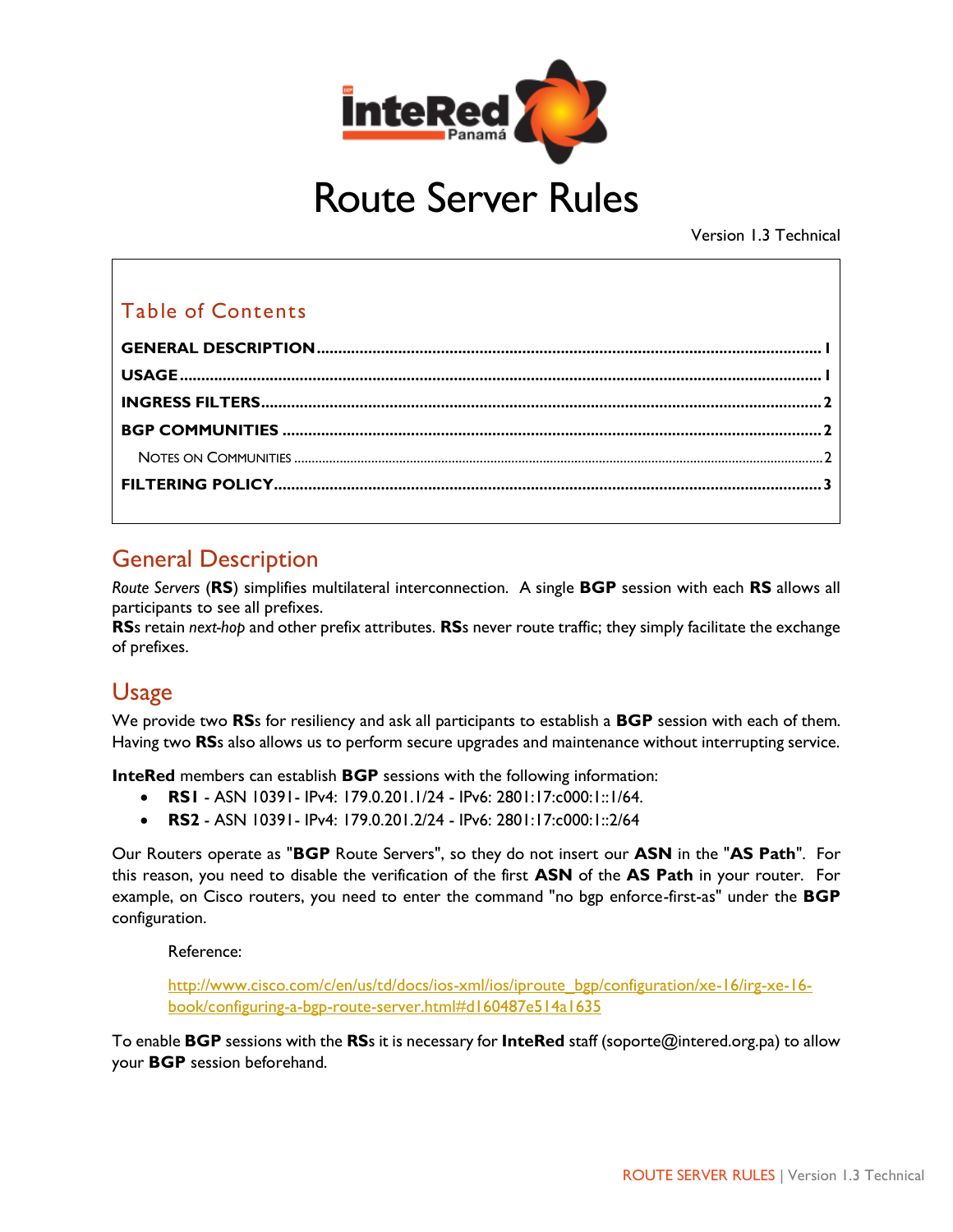# Route Server Rules

Version 1.3 Technical

## Table of Contents

- **GENERAL DESCRIPTION** ..... 1
- **USAGE** ..... 1
- **INGRESS FILTERS** ..... 2
- **BGP COMMUNITIES** ..... 2
  - NOTES ON COMMUNITIES ..... 2
- **FILTERING POLICY** ..... 3

## General Description

*Route Servers* (**RS**) simplifies multilateral interconnection. A single **BGP** session with each **RS** allows all participants to see all prefixes.
**RS**s retain *next-hop* and other prefix attributes. **RS**s never route traffic; they simply facilitate the exchange of prefixes.

## Usage

We provide two **RS**s for resiliency and ask all participants to establish a **BGP** session with each of them. Having two **RS**s also allows us to perform secure upgrades and maintenance without interrupting service.

**InteRed** members can establish **BGP** sessions with the following information:

- **RS1** - ASN 10391- IPv4: 179.0.201.1/24 - IPv6: 2801:17:c000:1::1/64.
- **RS2** - ASN 10391- IPv4: 179.0.201.2/24 - IPv6: 2801:17:c000:1::2/64

Our Routers operate as "**BGP** Route Servers", so they do not insert our **ASN** in the "**AS Path**". For this reason, you need to disable the verification of the first **ASN** of the **AS Path** in your router. For example, on Cisco routers, you need to enter the command "no bgp enforce-first-as" under the **BGP** configuration.

Reference:

http://www.cisco.com/c/en/us/td/docs/ios-xml/ios/iproute_bgp/configuration/xe-16/irg-xe-16-book/configuring-a-bgp-route-server.html#d160487e514a1635

To enable **BGP** sessions with the **RS**s it is necessary for **InteRed** staff (soporte@intered.org.pa) to allow your **BGP** session beforehand.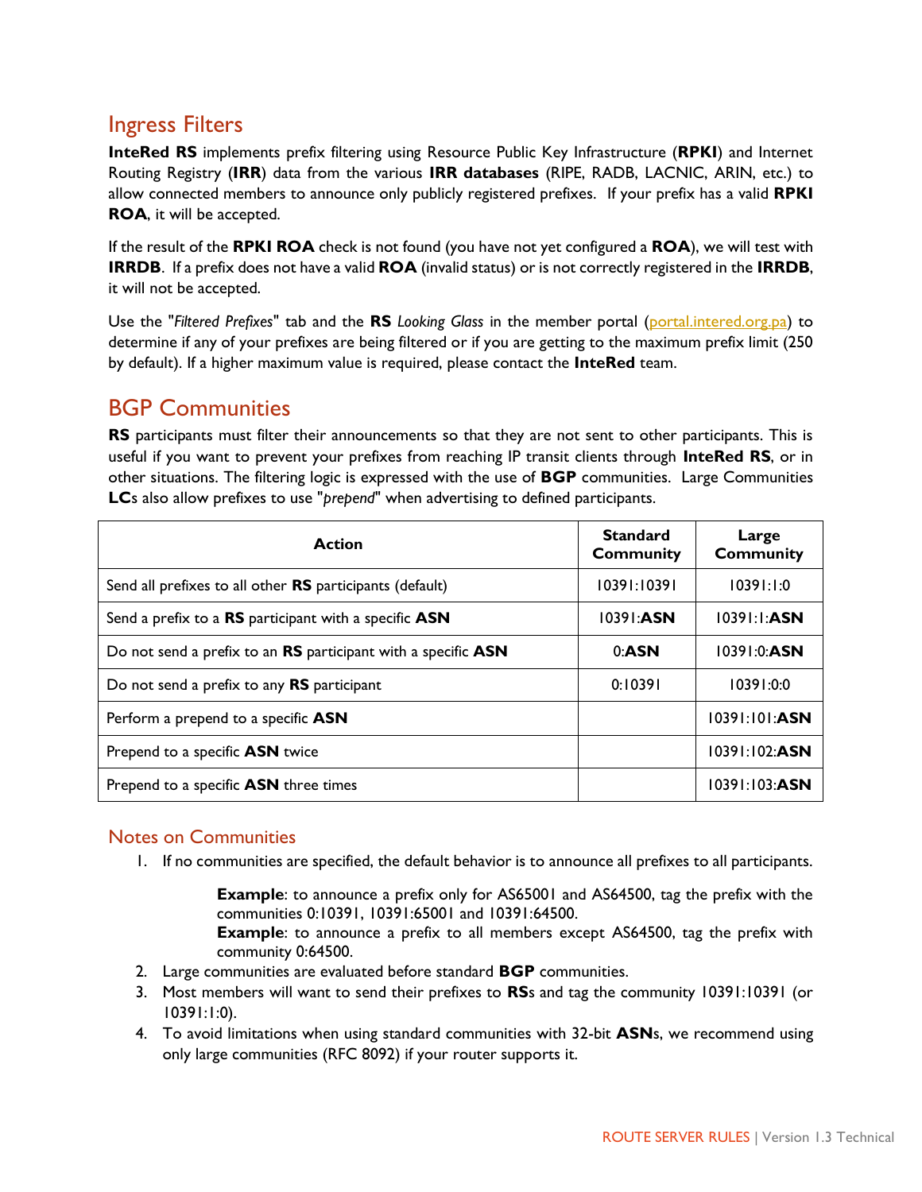## Ingress Filters

**InteRed RS** implements prefix filtering using Resource Public Key Infrastructure (**RPKI**) and Internet Routing Registry (**IRR**) data from the various **IRR databases** (RIPE, RADB, LACNIC, ARIN, etc.) to allow connected members to announce only publicly registered prefixes. If your prefix has a valid **RPKI ROA**, it will be accepted.

If the result of the **RPKI ROA** check is not found (you have not yet configured a **ROA**), we will test with **IRRDB**. If a prefix does not have a valid **ROA** (invalid status) or is not correctly registered in the **IRRDB**, it will not be accepted.

Use the "*Filtered Prefixes*" tab and the **RS** *Looking Glass* in the member portal (portal.intered.org.pa) to determine if any of your prefixes are being filtered or if you are getting to the maximum prefix limit (250 by default). If a higher maximum value is required, please contact the **InteRed** team.

## BGP Communities

**RS** participants must filter their announcements so that they are not sent to other participants. This is useful if you want to prevent your prefixes from reaching IP transit clients through **InteRed RS**, or in other situations. The filtering logic is expressed with the use of **BGP** communities. Large Communities **LC**s also allow prefixes to use "*prepend*" when advertising to defined participants.

| Action | Standard Community | Large Community |
|---|---|---|
| Send all prefixes to all other **RS** participants (default) | 10391:10391 | 10391:1:0 |
| Send a prefix to a **RS** participant with a specific **ASN** | 10391:**ASN** | 10391:1:**ASN** |
| Do not send a prefix to an **RS** participant with a specific **ASN** | 0:**ASN** | 10391:0:**ASN** |
| Do not send a prefix to any **RS** participant | 0:10391 | 10391:0:0 |
| Perform a prepend to a specific **ASN** | | 10391:101:**ASN** |
| Prepend to a specific **ASN** twice | | 10391:102:**ASN** |
| Prepend to a specific **ASN** three times | | 10391:103:**ASN** |

### Notes on Communities

1. If no communities are specified, the default behavior is to announce all prefixes to all participants.

   **Example**: to announce a prefix only for AS65001 and AS64500, tag the prefix with the communities 0:10391, 10391:65001 and 10391:64500.
   **Example**: to announce a prefix to all members except AS64500, tag the prefix with community 0:64500.
2. Large communities are evaluated before standard **BGP** communities.
3. Most members will want to send their prefixes to **RS**s and tag the community 10391:10391 (or 10391:1:0).
4. To avoid limitations when using standard communities with 32-bit **ASN**s, we recommend using only large communities (RFC 8092) if your router supports it.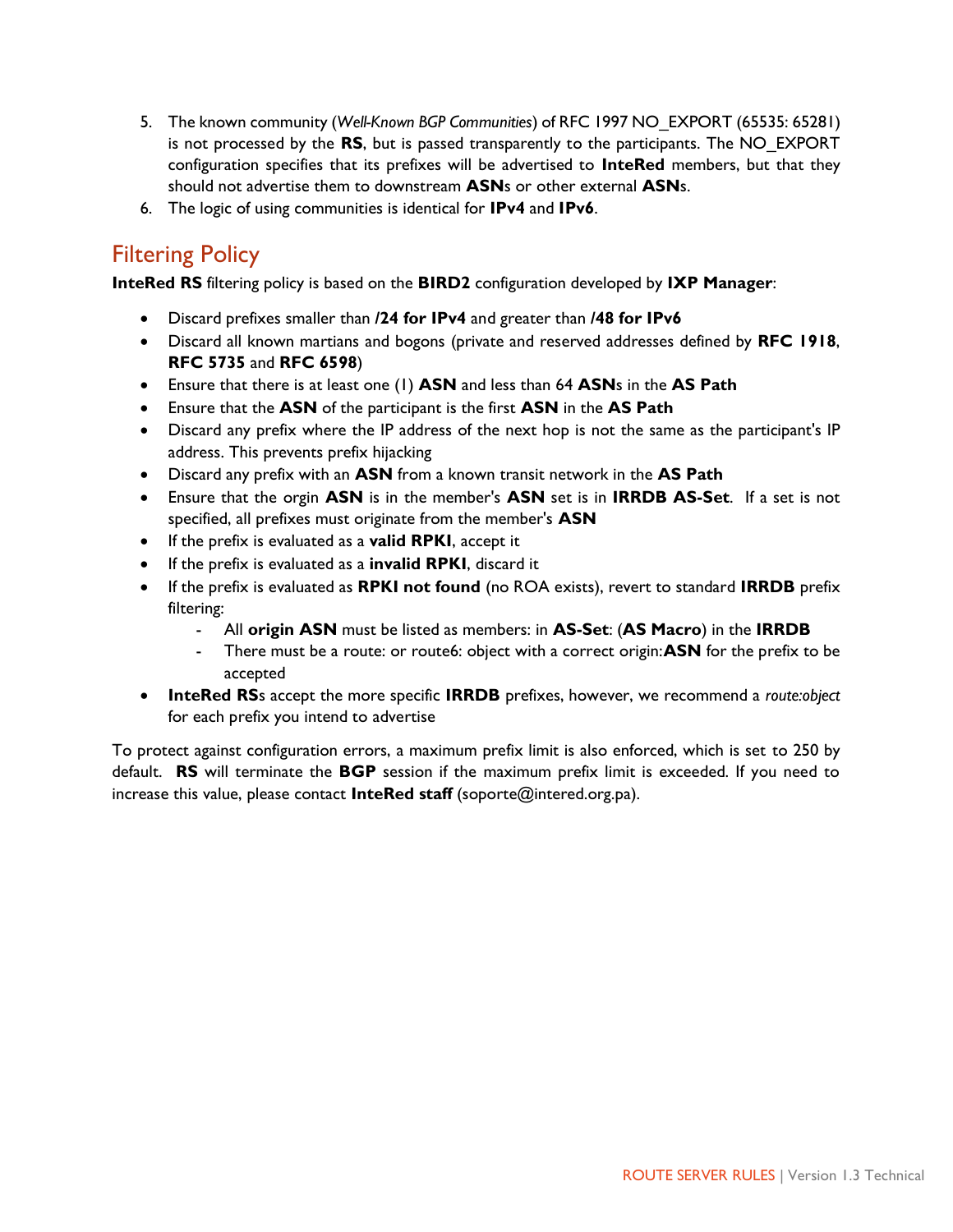5. The known community (*Well-Known BGP Communities*) of RFC 1997 NO_EXPORT (65535: 65281) is not processed by the **RS**, but is passed transparently to the participants. The NO_EXPORT configuration specifies that its prefixes will be advertised to **InteRed** members, but that they should not advertise them to downstream **ASN**s or other external **ASN**s.
6. The logic of using communities is identical for **IPv4** and **IPv6**.

## Filtering Policy

**InteRed RS** filtering policy is based on the **BIRD2** configuration developed by **IXP Manager**:

- Discard prefixes smaller than **/24 for IPv4** and greater than **/48 for IPv6**
- Discard all known martians and bogons (private and reserved addresses defined by **RFC 1918**, **RFC 5735** and **RFC 6598**)
- Ensure that there is at least one (1) **ASN** and less than 64 **ASN**s in the **AS Path**
- Ensure that the **ASN** of the participant is the first **ASN** in the **AS Path**
- Discard any prefix where the IP address of the next hop is not the same as the participant's IP address. This prevents prefix hijacking
- Discard any prefix with an **ASN** from a known transit network in the **AS Path**
- Ensure that the orgin **ASN** is in the member's **ASN** set is in **IRRDB AS-Set**. If a set is not specified, all prefixes must originate from the member's **ASN**
- If the prefix is evaluated as a **valid RPKI**, accept it
- If the prefix is evaluated as a **invalid RPKI**, discard it
- If the prefix is evaluated as **RPKI not found** (no ROA exists), revert to standard **IRRDB** prefix filtering:
  - All **origin ASN** must be listed as members: in **AS-Set**: (**AS Macro**) in the **IRRDB**
  - There must be a route: or route6: object with a correct origin:**ASN** for the prefix to be accepted
- **InteRed RS**s accept the more specific **IRRDB** prefixes, however, we recommend a *route:object* for each prefix you intend to advertise

To protect against configuration errors, a maximum prefix limit is also enforced, which is set to 250 by default. **RS** will terminate the **BGP** session if the maximum prefix limit is exceeded. If you need to increase this value, please contact **InteRed staff** (soporte@intered.org.pa).